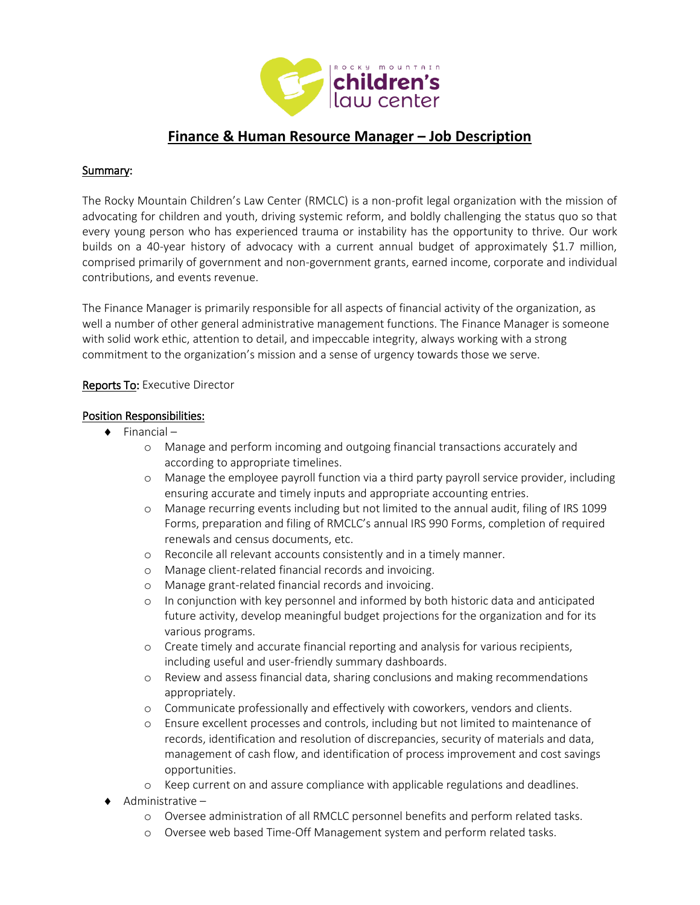# Finance & Human Resource Manager – Job Description

## Summary:

The Rocky Mountain Children's Law Center (RMCLC) is a non-profit legal organization with the mission of advocating for children and youth, driving systemic reform, and boldly challenging the status quo so that every young person who has experienced trauma or instability has the opportunity to thrive. Our work builds on a 40-year history of advocacy with a current annual budget of approximately $1.7 million, comprised primarily of government and non-government grants, earned income, corporate and individual contributions, and events revenue.

The Finance Manager is primarily responsible for all aspects of financial activity of the organization, as well a number of other general administrative management functions. The Finance Manager is someone with solid work ethic, attention to detail, and impeccable integrity, always working with a strong commitment to the organization's mission and a sense of urgency towards those we serve.

**Reports To:** Executive Director

## Position Responsibilities:

- Financial –
  - Manage and perform incoming and outgoing financial transactions accurately and according to appropriate timelines.
  - Manage the employee payroll function via a third party payroll service provider, including ensuring accurate and timely inputs and appropriate accounting entries.
  - Manage recurring events including but not limited to the annual audit, filing of IRS 1099 Forms, preparation and filing of RMCLC's annual IRS 990 Forms, completion of required renewals and census documents, etc.
  - Reconcile all relevant accounts consistently and in a timely manner.
  - Manage client-related financial records and invoicing.
  - Manage grant-related financial records and invoicing.
  - In conjunction with key personnel and informed by both historic data and anticipated future activity, develop meaningful budget projections for the organization and for its various programs.
  - Create timely and accurate financial reporting and analysis for various recipients, including useful and user-friendly summary dashboards.
  - Review and assess financial data, sharing conclusions and making recommendations appropriately.
  - Communicate professionally and effectively with coworkers, vendors and clients.
  - Ensure excellent processes and controls, including but not limited to maintenance of records, identification and resolution of discrepancies, security of materials and data, management of cash flow, and identification of process improvement and cost savings opportunities.
  - Keep current on and assure compliance with applicable regulations and deadlines.
- Administrative –
  - Oversee administration of all RMCLC personnel benefits and perform related tasks.
  - Oversee web based Time-Off Management system and perform related tasks.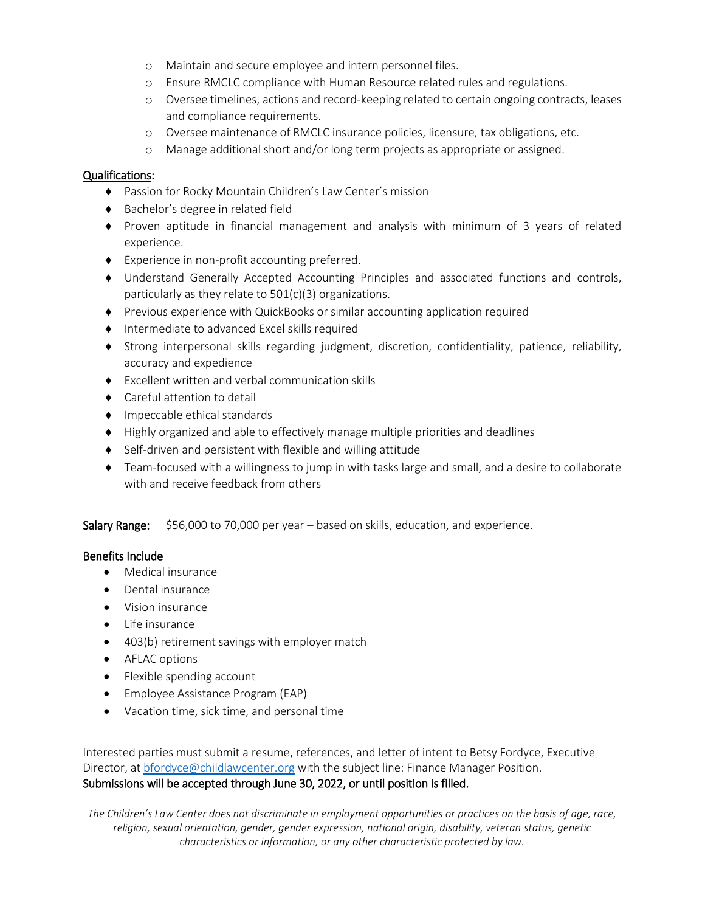- Maintain and secure employee and intern personnel files.
- Ensure RMCLC compliance with Human Resource related rules and regulations.
- Oversee timelines, actions and record-keeping related to certain ongoing contracts, leases and compliance requirements.
- Oversee maintenance of RMCLC insurance policies, licensure, tax obligations, etc.
- Manage additional short and/or long term projects as appropriate or assigned.

**Qualifications:**

- Passion for Rocky Mountain Children's Law Center's mission
- Bachelor's degree in related field
- Proven aptitude in financial management and analysis with minimum of 3 years of related experience.
- Experience in non-profit accounting preferred.
- Understand Generally Accepted Accounting Principles and associated functions and controls, particularly as they relate to 501(c)(3) organizations.
- Previous experience with QuickBooks or similar accounting application required
- Intermediate to advanced Excel skills required
- Strong interpersonal skills regarding judgment, discretion, confidentiality, patience, reliability, accuracy and expedience
- Excellent written and verbal communication skills
- Careful attention to detail
- Impeccable ethical standards
- Highly organized and able to effectively manage multiple priorities and deadlines
- Self-driven and persistent with flexible and willing attitude
- Team-focused with a willingness to jump in with tasks large and small, and a desire to collaborate with and receive feedback from others

**Salary Range:** $56,000 to 70,000 per year – based on skills, education, and experience.

**Benefits Include**

- Medical insurance
- Dental insurance
- Vision insurance
- Life insurance
- 403(b) retirement savings with employer match
- AFLAC options
- Flexible spending account
- Employee Assistance Program (EAP)
- Vacation time, sick time, and personal time

Interested parties must submit a resume, references, and letter of intent to Betsy Fordyce, Executive Director, at bfordyce@childlawcenter.org with the subject line: Finance Manager Position.
**Submissions will be accepted through June 30, 2022, or until position is filled.**

*The Children's Law Center does not discriminate in employment opportunities or practices on the basis of age, race, religion, sexual orientation, gender, gender expression, national origin, disability, veteran status, genetic characteristics or information, or any other characteristic protected by law.*